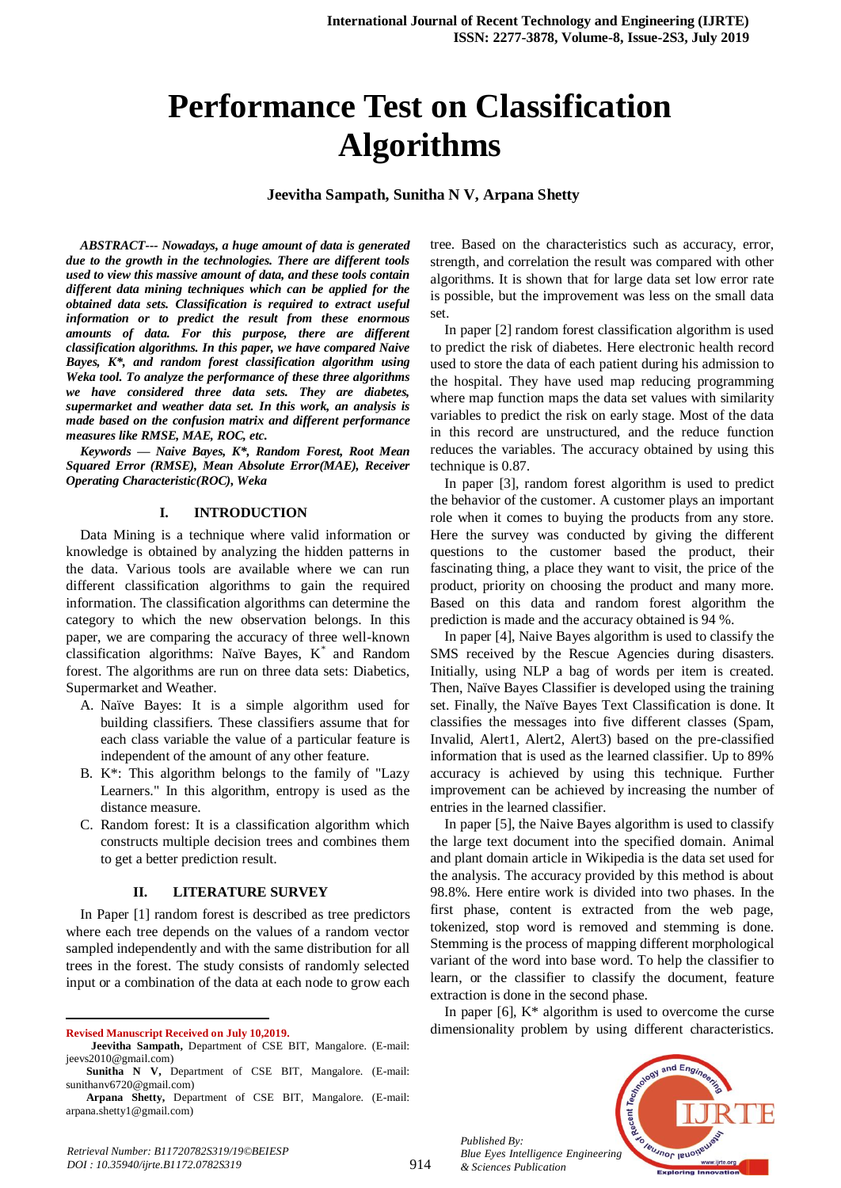# Performance Test on Classification Algorithms

**Jeevitha Sampath, Sunitha N V, Arpana Shetty**

***ABSTRACT--- Nowadays, a huge amount of data is generated due to the growth in the technologies. There are different tools used to view this massive amount of data, and these tools contain different data mining techniques which can be applied for the obtained data sets. Classification is required to extract useful information or to predict the result from these enormous amounts of data. For this purpose, there are different classification algorithms. In this paper, we have compared Naive Bayes, K\*, and random forest classification algorithm using Weka tool. To analyze the performance of these three algorithms we have considered three data sets. They are diabetes, supermarket and weather data set. In this work, an analysis is made based on the confusion matrix and different performance measures like RMSE, MAE, ROC, etc.***

***Keywords — Naive Bayes, K\*, Random Forest, Root Mean Squared Error (RMSE), Mean Absolute Error(MAE), Receiver Operating Characteristic(ROC), Weka***

## I. INTRODUCTION

Data Mining is a technique where valid information or knowledge is obtained by analyzing the hidden patterns in the data. Various tools are available where we can run different classification algorithms to gain the required information. The classification algorithms can determine the category to which the new observation belongs. In this paper, we are comparing the accuracy of three well-known classification algorithms: Naïve Bayes, $K^*$ and Random forest. The algorithms are run on three data sets: Diabetics, Supermarket and Weather.

A. Naïve Bayes: It is a simple algorithm used for building classifiers. These classifiers assume that for each class variable the value of a particular feature is independent of the amount of any other feature.

B. K*: This algorithm belongs to the family of "Lazy Learners." In this algorithm, entropy is used as the distance measure.

C. Random forest: It is a classification algorithm which constructs multiple decision trees and combines them to get a better prediction result.

## II. LITERATURE SURVEY

In Paper [1] random forest is described as tree predictors where each tree depends on the values of a random vector sampled independently and with the same distribution for all trees in the forest. The study consists of randomly selected input or a combination of the data at each node to grow each tree. Based on the characteristics such as accuracy, error, strength, and correlation the result was compared with other algorithms. It is shown that for large data set low error rate is possible, but the improvement was less on the small data set.

In paper [2] random forest classification algorithm is used to predict the risk of diabetes. Here electronic health record used to store the data of each patient during his admission to the hospital. They have used map reducing programming where map function maps the data set values with similarity variables to predict the risk on early stage. Most of the data in this record are unstructured, and the reduce function reduces the variables. The accuracy obtained by using this technique is 0.87.

In paper [3], random forest algorithm is used to predict the behavior of the customer. A customer plays an important role when it comes to buying the products from any store. Here the survey was conducted by giving the different questions to the customer based the product, their fascinating thing, a place they want to visit, the price of the product, priority on choosing the product and many more. Based on this data and random forest algorithm the prediction is made and the accuracy obtained is 94 %.

In paper [4], Naive Bayes algorithm is used to classify the SMS received by the Rescue Agencies during disasters. Initially, using NLP a bag of words per item is created. Then, Naïve Bayes Classifier is developed using the training set. Finally, the Naïve Bayes Text Classification is done. It classifies the messages into five different classes (Spam, Invalid, Alert1, Alert2, Alert3) based on the pre-classified information that is used as the learned classifier. Up to 89% accuracy is achieved by using this technique. Further improvement can be achieved by increasing the number of entries in the learned classifier.

In paper [5], the Naive Bayes algorithm is used to classify the large text document into the specified domain. Animal and plant domain article in Wikipedia is the data set used for the analysis. The accuracy provided by this method is about 98.8%. Here entire work is divided into two phases. In the first phase, content is extracted from the web page, tokenized, stop word is removed and stemming is done. Stemming is the process of mapping different morphological variant of the word into base word. To help the classifier to learn, or the classifier to classify the document, feature extraction is done in the second phase.

In paper [6], K* algorithm is used to overcome the curse dimensionality problem by using different characteristics.

**Revised Manuscript Received on July 10,2019.**

**Jeevitha Sampath,** Department of CSE BIT, Mangalore. (E-mail: jeevs2010@gmail.com)

**Sunitha N V,** Department of CSE BIT, Mangalore. (E-mail: sunithanv6720@gmail.com)

**Arpana Shetty,** Department of CSE BIT, Mangalore. (E-mail: arpana.shetty1@gmail.com)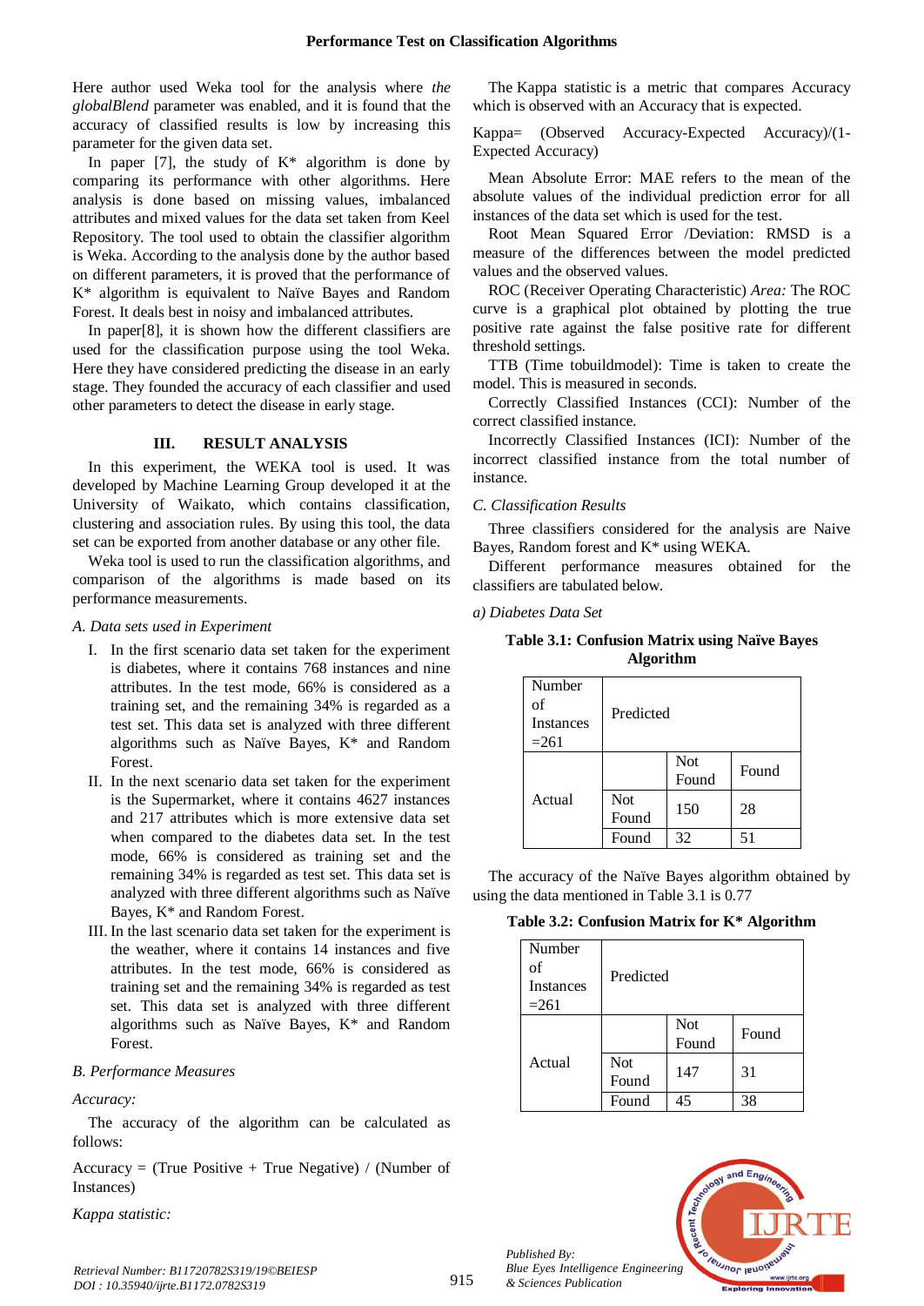Here author used Weka tool for the analysis where *the globalBlend* parameter was enabled, and it is found that the accuracy of classified results is low by increasing this parameter for the given data set.

In paper [7], the study of K* algorithm is done by comparing its performance with other algorithms. Here analysis is done based on missing values, imbalanced attributes and mixed values for the data set taken from Keel Repository. The tool used to obtain the classifier algorithm is Weka. According to the analysis done by the author based on different parameters, it is proved that the performance of K* algorithm is equivalent to Naïve Bayes and Random Forest. It deals best in noisy and imbalanced attributes.

In paper[8], it is shown how the different classifiers are used for the classification purpose using the tool Weka. Here they have considered predicting the disease in an early stage. They founded the accuracy of each classifier and used other parameters to detect the disease in early stage.

## III. RESULT ANALYSIS

In this experiment, the WEKA tool is used. It was developed by Machine Learning Group developed it at the University of Waikato, which contains classification, clustering and association rules. By using this tool, the data set can be exported from another database or any other file.

Weka tool is used to run the classification algorithms, and comparison of the algorithms is made based on its performance measurements.

### *A. Data sets used in Experiment*

I. In the first scenario data set taken for the experiment is diabetes, where it contains 768 instances and nine attributes. In the test mode, 66% is considered as a training set, and the remaining 34% is regarded as a test set. This data set is analyzed with three different algorithms such as Naïve Bayes, K* and Random Forest.

II. In the next scenario data set taken for the experiment is the Supermarket, where it contains 4627 instances and 217 attributes which is more extensive data set when compared to the diabetes data set. In the test mode, 66% is considered as training set and the remaining 34% is regarded as test set. This data set is analyzed with three different algorithms such as Naïve Bayes, K* and Random Forest.

III. In the last scenario data set taken for the experiment is the weather, where it contains 14 instances and five attributes. In the test mode, 66% is considered as training set and the remaining 34% is regarded as test set. This data set is analyzed with three different algorithms such as Naïve Bayes, K* and Random Forest.

### *B. Performance Measures*

*Accuracy:*

The accuracy of the algorithm can be calculated as follows:

Accuracy = (True Positive + True Negative) / (Number of Instances)

*Kappa statistic:*

The Kappa statistic is a metric that compares Accuracy which is observed with an Accuracy that is expected.

Kappa= (Observed Accuracy-Expected Accuracy)/(1-Expected Accuracy)

Mean Absolute Error: MAE refers to the mean of the absolute values of the individual prediction error for all instances of the data set which is used for the test.

Root Mean Squared Error /Deviation: RMSD is a measure of the differences between the model predicted values and the observed values.

ROC (Receiver Operating Characteristic) *Area:* The ROC curve is a graphical plot obtained by plotting the true positive rate against the false positive rate for different threshold settings.

TTB (Time tobuildmodel): Time is taken to create the model. This is measured in seconds.

Correctly Classified Instances (CCI): Number of the correct classified instance.

Incorrectly Classified Instances (ICI): Number of the incorrect classified instance from the total number of instance.

### *C. Classification Results*

Three classifiers considered for the analysis are Naive Bayes, Random forest and K* using WEKA.

Different performance measures obtained for the classifiers are tabulated below.

*a) Diabetes Data Set*

**Table 3.1: Confusion Matrix using Naïve Bayes Algorithm**

| Number of Instances =261 | Predicted | | |
|---|---|---|---|
| Actual | | Not Found | Found |
| | Not Found | 150 | 28 |
| | Found | 32 | 51 |

The accuracy of the Naïve Bayes algorithm obtained by using the data mentioned in Table 3.1 is 0.77

**Table 3.2: Confusion Matrix for K* Algorithm**

| Number of Instances =261 | Predicted | | |
|---|---|---|---|
| Actual | | Not Found | Found |
| | Not Found | 147 | 31 |
| | Found | 45 | 38 |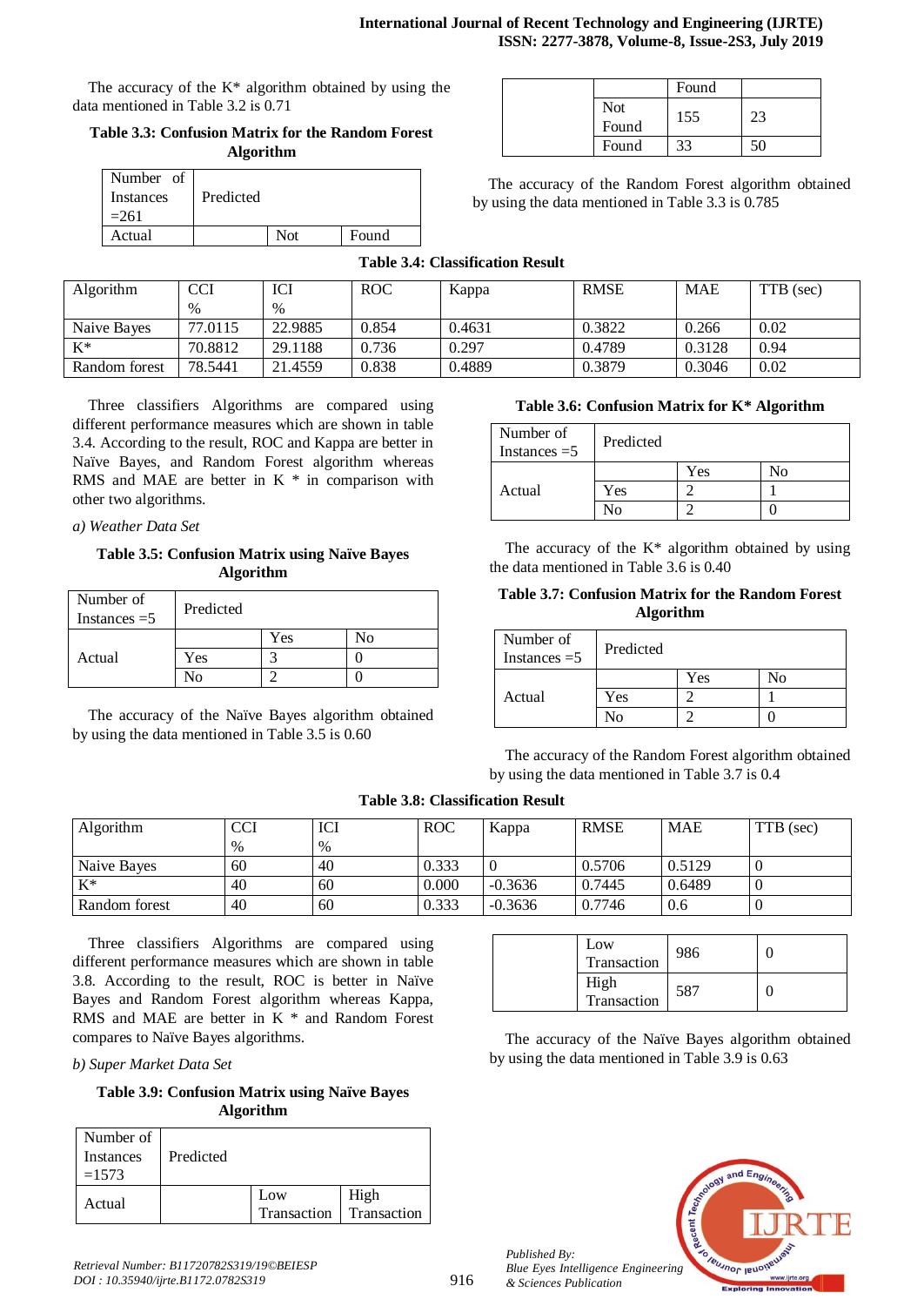The accuracy of the K* algorithm obtained by using the data mentioned in Table 3.2 is 0.71

**Table 3.3: Confusion Matrix for the Random Forest Algorithm**

| Number of Instances =261 | Predicted | |
|---|---|---|
| Actual | Not Found | Found |
| Not Found | 155 | 23 |
| Found | 33 | 50 |

The accuracy of the Random Forest algorithm obtained by using the data mentioned in Table 3.3 is 0.785

**Table 3.4: Classification Result**

| Algorithm | CCI % | ICI % | ROC | Kappa | RMSE | MAE | TTB (sec) |
|---|---|---|---|---|---|---|---|
| Naive Bayes | 77.0115 | 22.9885 | 0.854 | 0.4631 | 0.3822 | 0.266 | 0.02 |
| K* | 70.8812 | 29.1188 | 0.736 | 0.297 | 0.4789 | 0.3128 | 0.94 |
| Random forest | 78.5441 | 21.4559 | 0.838 | 0.4889 | 0.3879 | 0.3046 | 0.02 |

Three classifiers Algorithms are compared using different performance measures which are shown in table 3.4. According to the result, ROC and Kappa are better in Naïve Bayes, and Random Forest algorithm whereas RMS and MAE are better in K * in comparison with other two algorithms.

*a) Weather Data Set*

**Table 3.5: Confusion Matrix using Naïve Bayes Algorithm**

| Number of Instances =5 | Predicted | | |
|---|---|---|---|
| Actual | | Yes | No |
| | Yes | 3 | 0 |
| | No | 2 | 0 |

The accuracy of the Naïve Bayes algorithm obtained by using the data mentioned in Table 3.5 is 0.60

**Table 3.6: Confusion Matrix for K* Algorithm**

| Number of Instances =5 | Predicted | | |
|---|---|---|---|
| Actual | | Yes | No |
| | Yes | 2 | 1 |
| | No | 2 | 0 |

The accuracy of the K* algorithm obtained by using the data mentioned in Table 3.6 is 0.40

**Table 3.7: Confusion Matrix for the Random Forest Algorithm**

| Number of Instances =5 | Predicted | | |
|---|---|---|---|
| Actual | | Yes | No |
| | Yes | 2 | 1 |
| | No | 2 | 0 |

The accuracy of the Random Forest algorithm obtained by using the data mentioned in Table 3.7 is 0.4

**Table 3.8: Classification Result**

| Algorithm | CCI % | ICI % | ROC | Kappa | RMSE | MAE | TTB (sec) |
|---|---|---|---|---|---|---|---|
| Naive Bayes | 60 | 40 | 0.333 | 0 | 0.5706 | 0.5129 | 0 |
| K* | 40 | 60 | 0.000 | -0.3636 | 0.7445 | 0.6489 | 0 |
| Random forest | 40 | 60 | 0.333 | -0.3636 | 0.7746 | 0.6 | 0 |

Three classifiers Algorithms are compared using different performance measures which are shown in table 3.8. According to the result, ROC is better in Naïve Bayes and Random Forest algorithm whereas Kappa, RMS and MAE are better in K * and Random Forest compares to Naïve Bayes algorithms.

*b) Super Market Data Set*

**Table 3.9: Confusion Matrix using Naïve Bayes Algorithm**

| Number of Instances =1573 | Predicted | |
|---|---|---|
| Actual | Low Transaction | High Transaction |
| Low Transaction | 986 | 0 |
| High Transaction | 587 | 0 |

The accuracy of the Naïve Bayes algorithm obtained by using the data mentioned in Table 3.9 is 0.63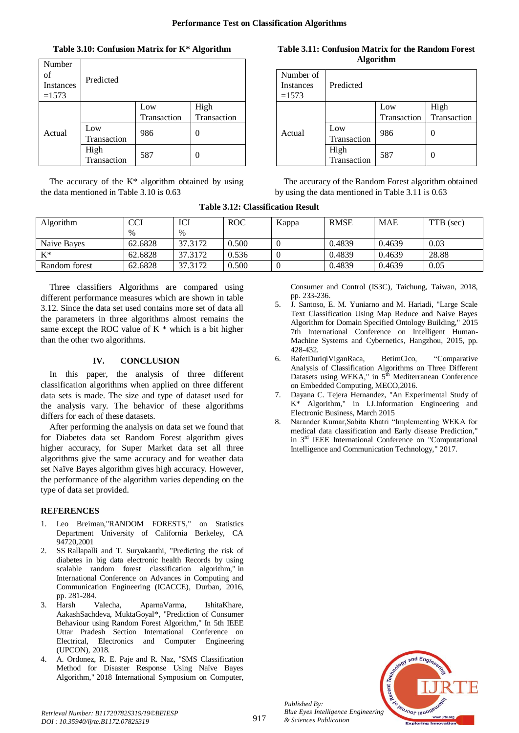**Performance Test on Classification Algorithms**

**Table 3.10: Confusion Matrix for K* Algorithm**

| Number of Instances =1573 | Predicted | | |
|---|---|---|---|
| | | Low Transaction | High Transaction |
| Actual | Low Transaction | 986 | 0 |
| | High Transaction | 587 | 0 |

The accuracy of the K* algorithm obtained by using the data mentioned in Table 3.10 is 0.63

**Table 3.11: Confusion Matrix for the Random Forest Algorithm**

| Number of Instances =1573 | Predicted | | |
|---|---|---|---|
| | | Low Transaction | High Transaction |
| Actual | Low Transaction | 986 | 0 |
| | High Transaction | 587 | 0 |

The accuracy of the Random Forest algorithm obtained by using the data mentioned in Table 3.11 is 0.63

**Table 3.12: Classification Result**

| Algorithm | CCI % | ICI % | ROC | Kappa | RMSE | MAE | TTB (sec) |
|---|---|---|---|---|---|---|---|
| Naive Bayes | 62.6828 | 37.3172 | 0.500 | 0 | 0.4839 | 0.4639 | 0.03 |
| K* | 62.6828 | 37.3172 | 0.536 | 0 | 0.4839 | 0.4639 | 28.88 |
| Random forest | 62.6828 | 37.3172 | 0.500 | 0 | 0.4839 | 0.4639 | 0.05 |

Three classifiers Algorithms are compared using different performance measures which are shown in table 3.12. Since the data set used contains more set of data all the parameters in three algorithms almost remains the same except the ROC value of K * which is a bit higher than the other two algorithms.

## IV. CONCLUSION

In this paper, the analysis of three different classification algorithms when applied on three different data sets is made. The size and type of dataset used for the analysis vary. The behavior of these algorithms differs for each of these datasets.

After performing the analysis on data set we found that for Diabetes data set Random Forest algorithm gives higher accuracy, for Super Market data set all three algorithms give the same accuracy and for weather data set Naïve Bayes algorithm gives high accuracy. However, the performance of the algorithm varies depending on the type of data set provided.

## REFERENCES

1. Leo Breiman,"RANDOM FORESTS," on Statistics Department University of California Berkeley, CA 94720,2001
2. SS Rallapalli and T. Suryakanthi, "Predicting the risk of diabetes in big data electronic health Records by using scalable random forest classification algorithm," in International Conference on Advances in Computing and Communication Engineering (ICACCE), Durban, 2016, pp. 281-284.
3. Harsh Valecha, AparnaVarma, IshitaKhare, AakashSachdeva, MuktaGoyal*, "Prediction of Consumer Behaviour using Random Forest Algorithm," In 5th IEEE Uttar Pradesh Section International Conference on Electrical, Electronics and Computer Engineering (UPCON), 2018.
4. A. Ordonez, R. E. Paje and R. Naz, "SMS Classification Method for Disaster Response Using Naïve Bayes Algorithm," 2018 International Symposium on Computer, Consumer and Control (IS3C), Taichung, Taiwan, 2018, pp. 233-236.
5. J. Santoso, E. M. Yuniarno and M. Hariadi, "Large Scale Text Classification Using Map Reduce and Naive Bayes Algorithm for Domain Specified Ontology Building," 2015 7th International Conference on Intelligent Human-Machine Systems and Cybernetics, Hangzhou, 2015, pp. 428-432.
6. RafetDuriqiViganRaca, BetimCico, "Comparative Analysis of Classification Algorithms on Three Different Datasets using WEKA," in 5th Mediterranean Conference on Embedded Computing, MECO,2016.
7. Dayana C. Tejera Hernandez, "An Experimental Study of K* Algorithm," in I.J.Information Engineering and Electronic Business, March 2015
8. Narander Kumar,Sabita Khatri "Implementing WEKA for medical data classification and Early disease Prediction," in 3rd IEEE International Conference on "Computational Intelligence and Communication Technology," 2017.